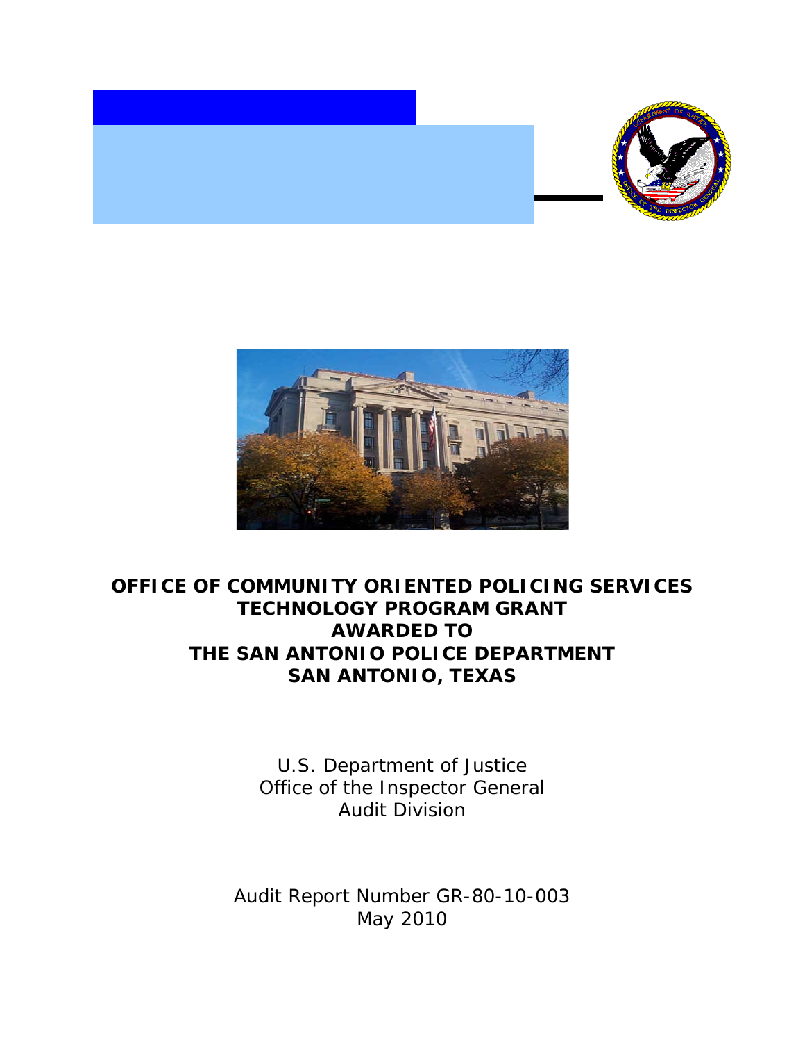# OFFICE OF COMMUNITY ORIENTED POLICING SERVICES TECHNOLOGY PROGRAM GRANT AWARDED TO THE SAN ANTONIO POLICE DEPARTMENT SAN ANTONIO, TEXAS

U.S. Department of Justice
Office of the Inspector General
Audit Division

Audit Report Number GR-80-10-003
May 2010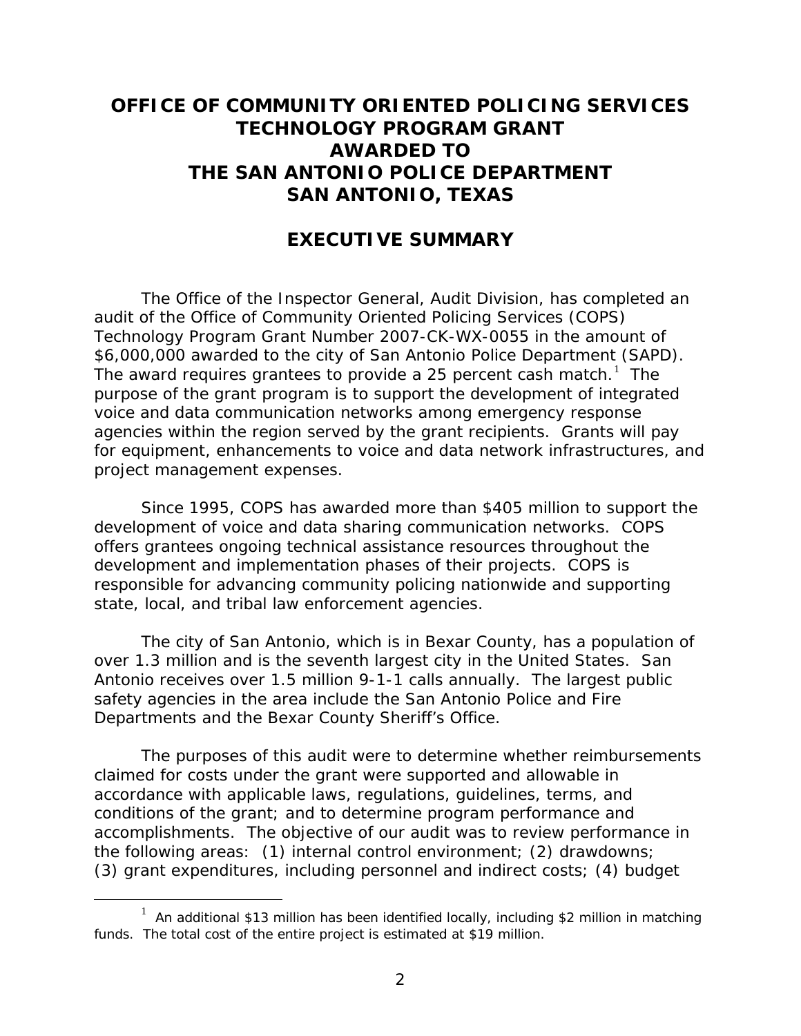# OFFICE OF COMMUNITY ORIENTED POLICING SERVICES TECHNOLOGY PROGRAM GRANT AWARDED TO THE SAN ANTONIO POLICE DEPARTMENT SAN ANTONIO, TEXAS

## EXECUTIVE SUMMARY

The Office of the Inspector General, Audit Division, has completed an audit of the Office of Community Oriented Policing Services (COPS) Technology Program Grant Number 2007-CK-WX-0055 in the amount of $6,000,000 awarded to the city of San Antonio Police Department (SAPD). The award requires grantees to provide a 25 percent cash match.[1] The purpose of the grant program is to support the development of integrated voice and data communication networks among emergency response agencies within the region served by the grant recipients. Grants will pay for equipment, enhancements to voice and data network infrastructures, and project management expenses.

Since 1995, COPS has awarded more than $405 million to support the development of voice and data sharing communication networks. COPS offers grantees ongoing technical assistance resources throughout the development and implementation phases of their projects. COPS is responsible for advancing community policing nationwide and supporting state, local, and tribal law enforcement agencies.

The city of San Antonio, which is in Bexar County, has a population of over 1.3 million and is the seventh largest city in the United States. San Antonio receives over 1.5 million 9-1-1 calls annually. The largest public safety agencies in the area include the San Antonio Police and Fire Departments and the Bexar County Sheriff's Office.

The purposes of this audit were to determine whether reimbursements claimed for costs under the grant were supported and allowable in accordance with applicable laws, regulations, guidelines, terms, and conditions of the grant; and to determine program performance and accomplishments. The objective of our audit was to review performance in the following areas: (1) internal control environment; (2) drawdowns; (3) grant expenditures, including personnel and indirect costs; (4) budget

[1] An additional $13 million has been identified locally, including $2 million in matching funds. The total cost of the entire project is estimated at $19 million.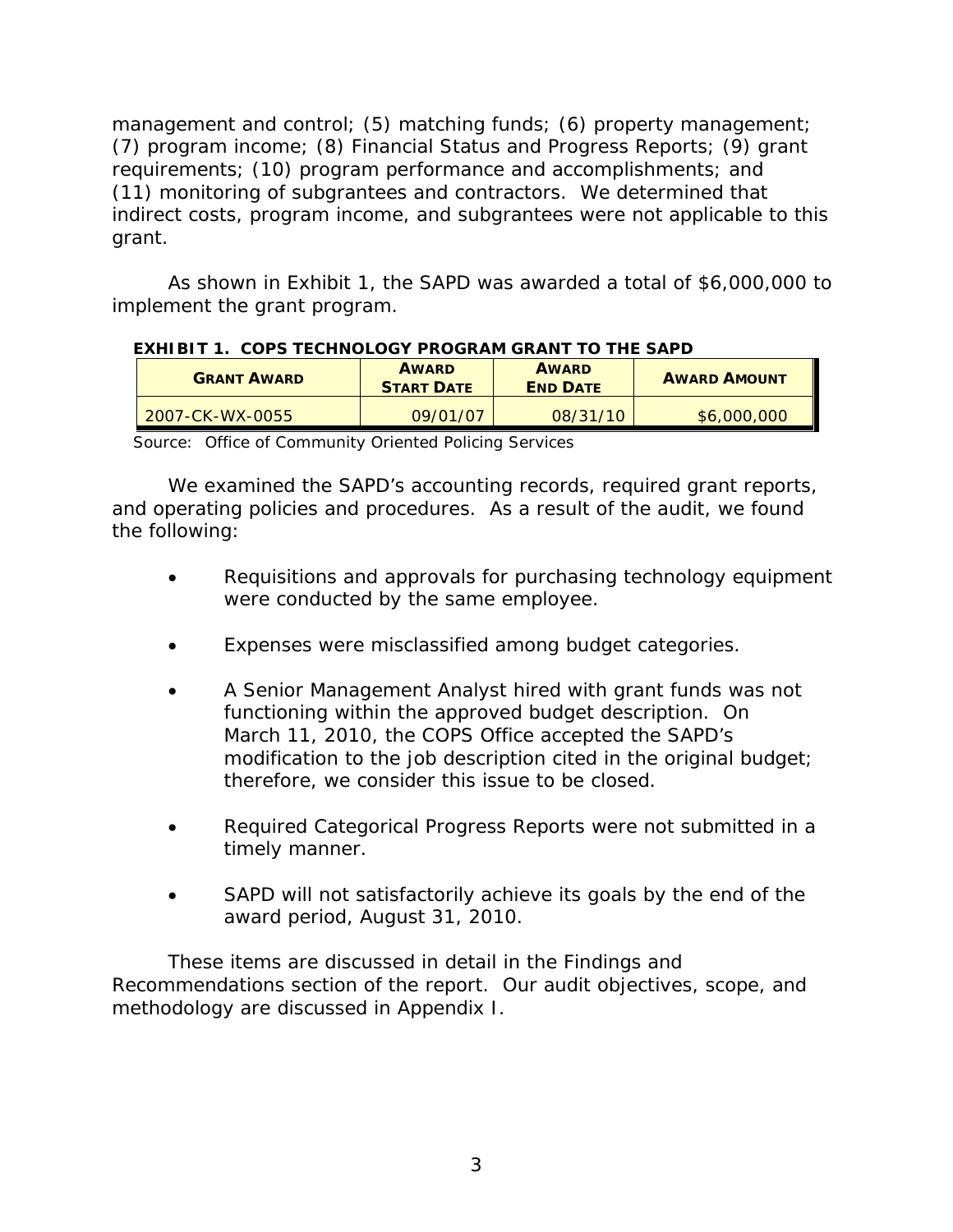management and control; (5) matching funds; (6) property management; (7) program income; (8) Financial Status and Progress Reports; (9) grant requirements; (10) program performance and accomplishments; and (11) monitoring of subgrantees and contractors. We determined that indirect costs, program income, and subgrantees were not applicable to this grant.

As shown in Exhibit 1, the SAPD was awarded a total of $6,000,000 to implement the grant program.

**EXHIBIT 1. COPS TECHNOLOGY PROGRAM GRANT TO THE SAPD**

| GRANT AWARD | AWARD START DATE | AWARD END DATE | AWARD AMOUNT |
|---|---|---|---|
| 2007-CK-WX-0055 | 09/01/07 | 08/31/10 | $6,000,000 |

Source: Office of Community Oriented Policing Services

We examined the SAPD's accounting records, required grant reports, and operating policies and procedures. As a result of the audit, we found the following:

- Requisitions and approvals for purchasing technology equipment were conducted by the same employee.
- Expenses were misclassified among budget categories.
- A Senior Management Analyst hired with grant funds was not functioning within the approved budget description. On March 11, 2010, the COPS Office accepted the SAPD's modification to the job description cited in the original budget; therefore, we consider this issue to be closed.
- Required Categorical Progress Reports were not submitted in a timely manner.
- SAPD will not satisfactorily achieve its goals by the end of the award period, August 31, 2010.

These items are discussed in detail in the Findings and Recommendations section of the report. Our audit objectives, scope, and methodology are discussed in Appendix I.